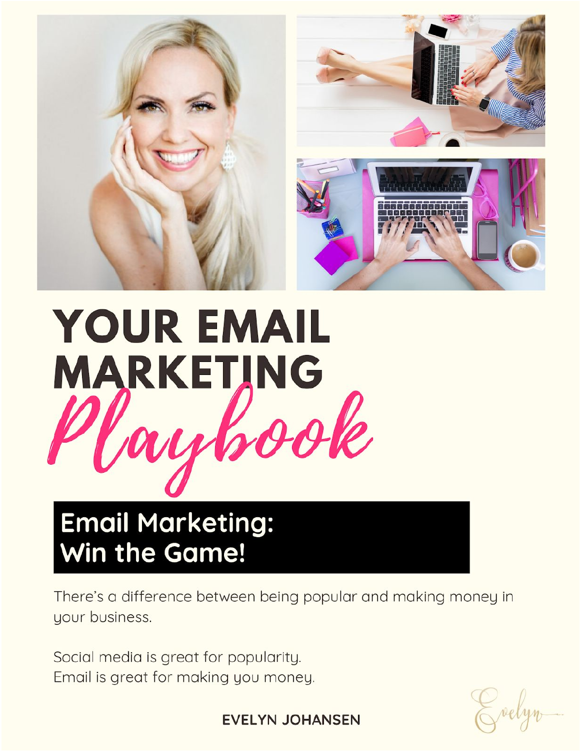# YOUR EMAIL MARKETING *Playbook*

## Email Marketing: Win the Game!

There's a difference between being popular and making money in your business.

Social media is great for popularity.
Email is great for making you money.

**EVELYN JOHANSEN**

Evelyn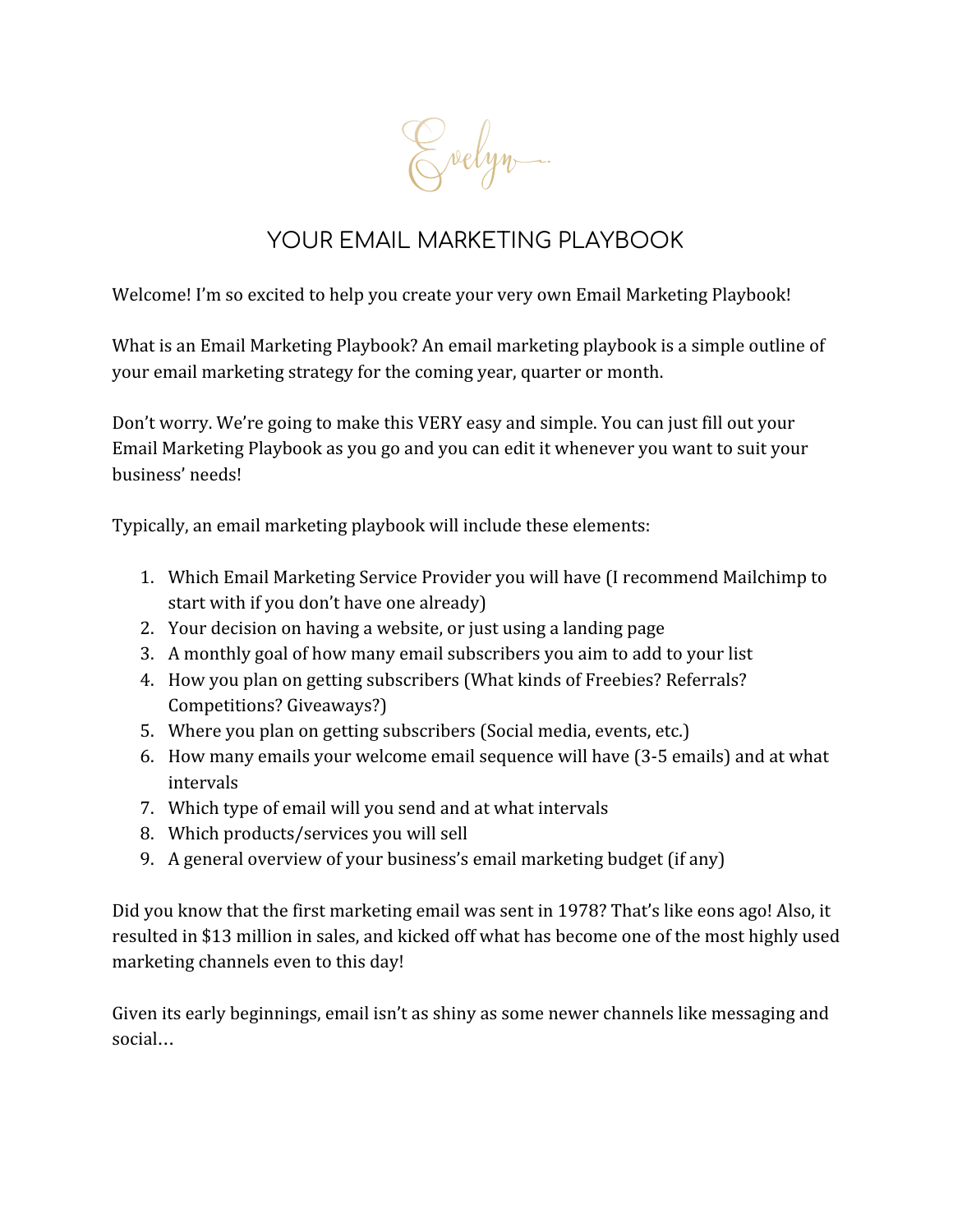Evelyn

# YOUR EMAIL MARKETING PLAYBOOK

Welcome! I'm so excited to help you create your very own Email Marketing Playbook!

What is an Email Marketing Playbook? An email marketing playbook is a simple outline of your email marketing strategy for the coming year, quarter or month.

Don't worry. We're going to make this VERY easy and simple. You can just fill out your Email Marketing Playbook as you go and you can edit it whenever you want to suit your business' needs!

Typically, an email marketing playbook will include these elements:

1. Which Email Marketing Service Provider you will have (I recommend Mailchimp to start with if you don't have one already)
2. Your decision on having a website, or just using a landing page
3. A monthly goal of how many email subscribers you aim to add to your list
4. How you plan on getting subscribers (What kinds of Freebies? Referrals? Competitions? Giveaways?)
5. Where you plan on getting subscribers (Social media, events, etc.)
6. How many emails your welcome email sequence will have (3-5 emails) and at what intervals
7. Which type of email will you send and at what intervals
8. Which products/services you will sell
9. A general overview of your business's email marketing budget (if any)

Did you know that the first marketing email was sent in 1978? That's like eons ago! Also, it resulted in $13 million in sales, and kicked off what has become one of the most highly used marketing channels even to this day!

Given its early beginnings, email isn't as shiny as some newer channels like messaging and social…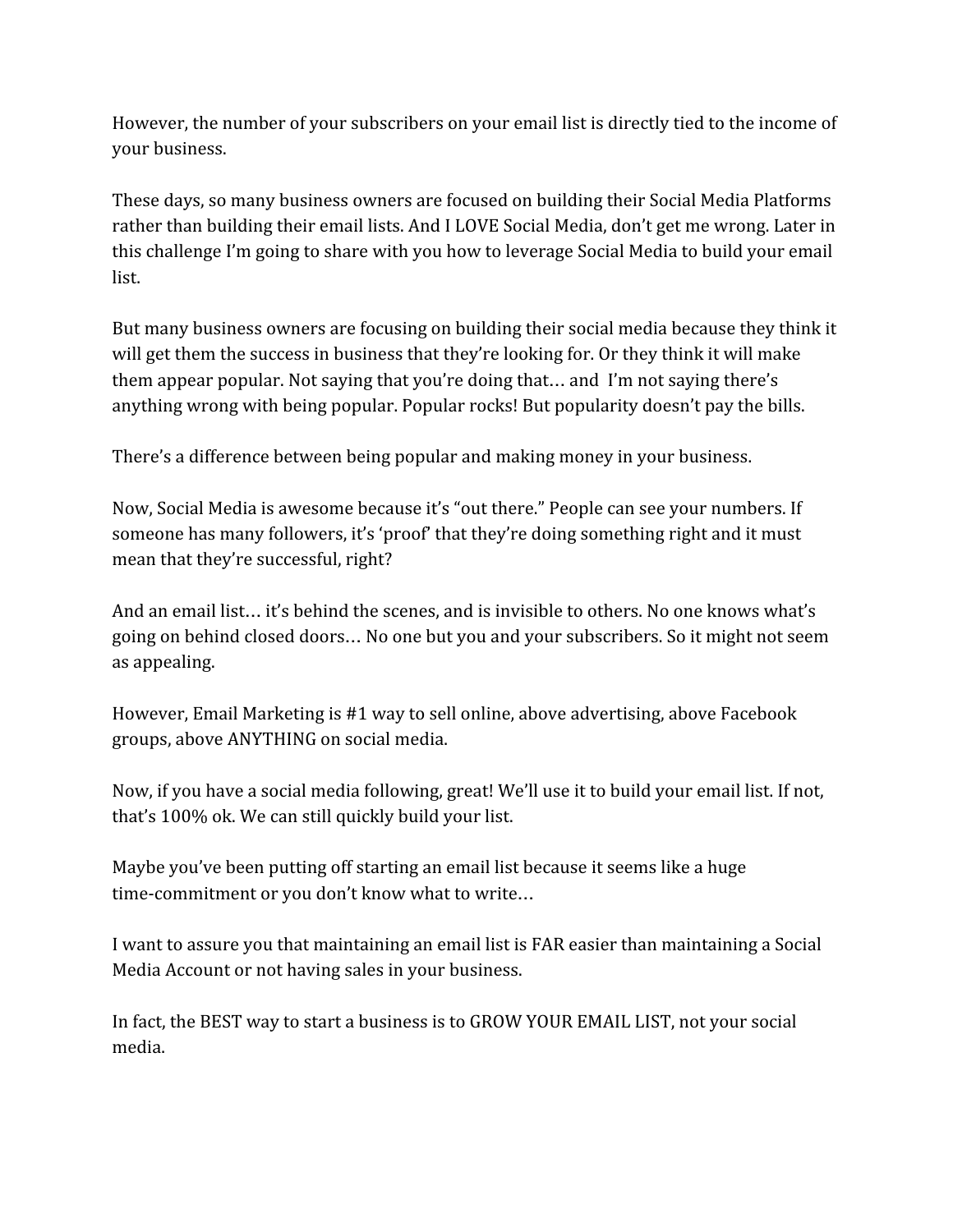However, the number of your subscribers on your email list is directly tied to the income of your business.

These days, so many business owners are focused on building their Social Media Platforms rather than building their email lists. And I LOVE Social Media, don't get me wrong. Later in this challenge I'm going to share with you how to leverage Social Media to build your email list.

But many business owners are focusing on building their social media because they think it will get them the success in business that they're looking for. Or they think it will make them appear popular. Not saying that you're doing that… and I'm not saying there's anything wrong with being popular. Popular rocks! But popularity doesn't pay the bills.

There's a difference between being popular and making money in your business.

Now, Social Media is awesome because it's "out there." People can see your numbers. If someone has many followers, it's 'proof' that they're doing something right and it must mean that they're successful, right?

And an email list… it's behind the scenes, and is invisible to others. No one knows what's going on behind closed doors… No one but you and your subscribers. So it might not seem as appealing.

However, Email Marketing is #1 way to sell online, above advertising, above Facebook groups, above ANYTHING on social media.

Now, if you have a social media following, great! We'll use it to build your email list. If not, that's 100% ok. We can still quickly build your list.

Maybe you've been putting off starting an email list because it seems like a huge time-commitment or you don't know what to write…

I want to assure you that maintaining an email list is FAR easier than maintaining a Social Media Account or not having sales in your business.

In fact, the BEST way to start a business is to GROW YOUR EMAIL LIST, not your social media.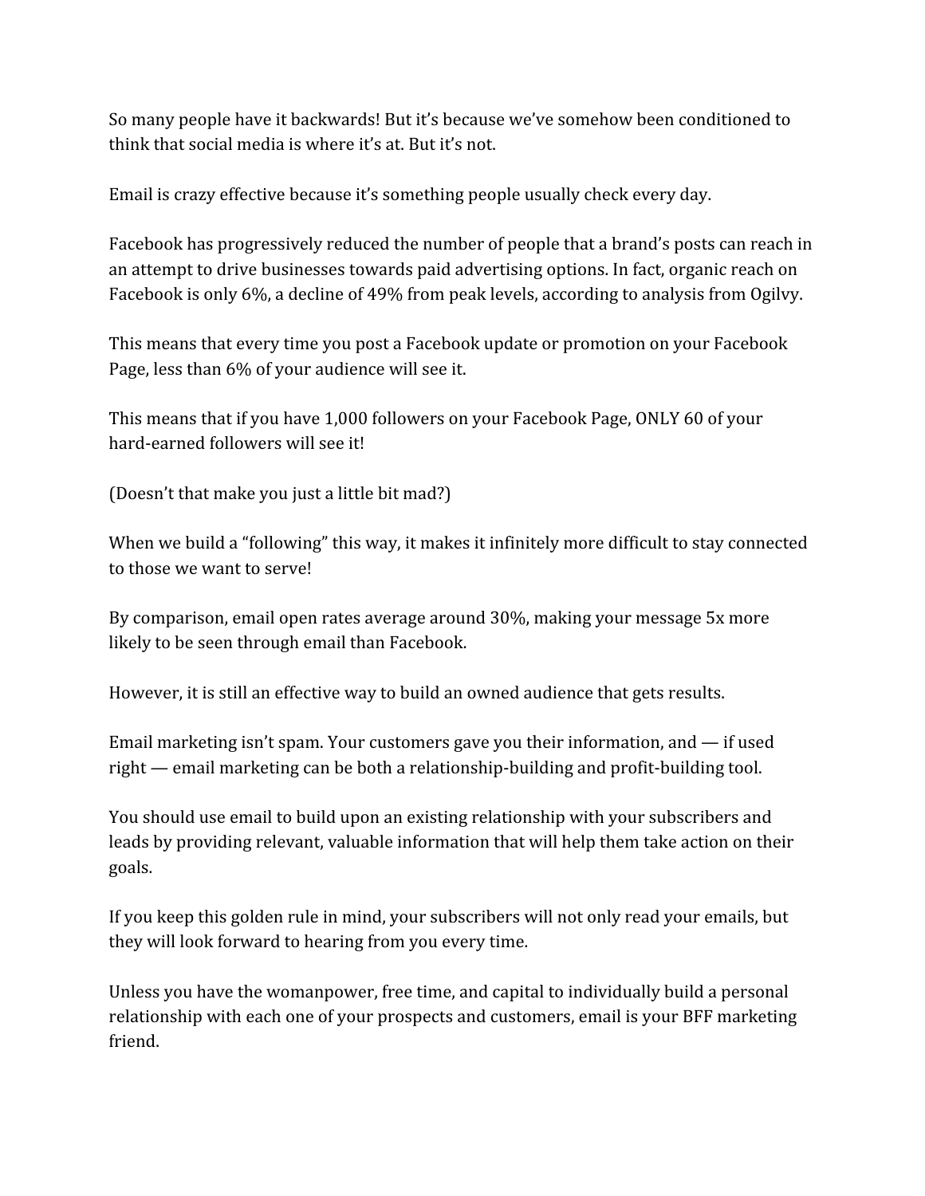So many people have it backwards! But it's because we've somehow been conditioned to think that social media is where it's at. But it's not.

Email is crazy effective because it's something people usually check every day.

Facebook has progressively reduced the number of people that a brand's posts can reach in an attempt to drive businesses towards paid advertising options. In fact, organic reach on Facebook is only 6%, a decline of 49% from peak levels, according to analysis from Ogilvy.

This means that every time you post a Facebook update or promotion on your Facebook Page, less than 6% of your audience will see it.

This means that if you have 1,000 followers on your Facebook Page, ONLY 60 of your hard-earned followers will see it!

(Doesn't that make you just a little bit mad?)

When we build a "following" this way, it makes it infinitely more difficult to stay connected to those we want to serve!

By comparison, email open rates average around 30%, making your message 5x more likely to be seen through email than Facebook.

However, it is still an effective way to build an owned audience that gets results.

Email marketing isn't spam. Your customers gave you their information, and — if used right — email marketing can be both a relationship-building and profit-building tool.

You should use email to build upon an existing relationship with your subscribers and leads by providing relevant, valuable information that will help them take action on their goals.

If you keep this golden rule in mind, your subscribers will not only read your emails, but they will look forward to hearing from you every time.

Unless you have the womanpower, free time, and capital to individually build a personal relationship with each one of your prospects and customers, email is your BFF marketing friend.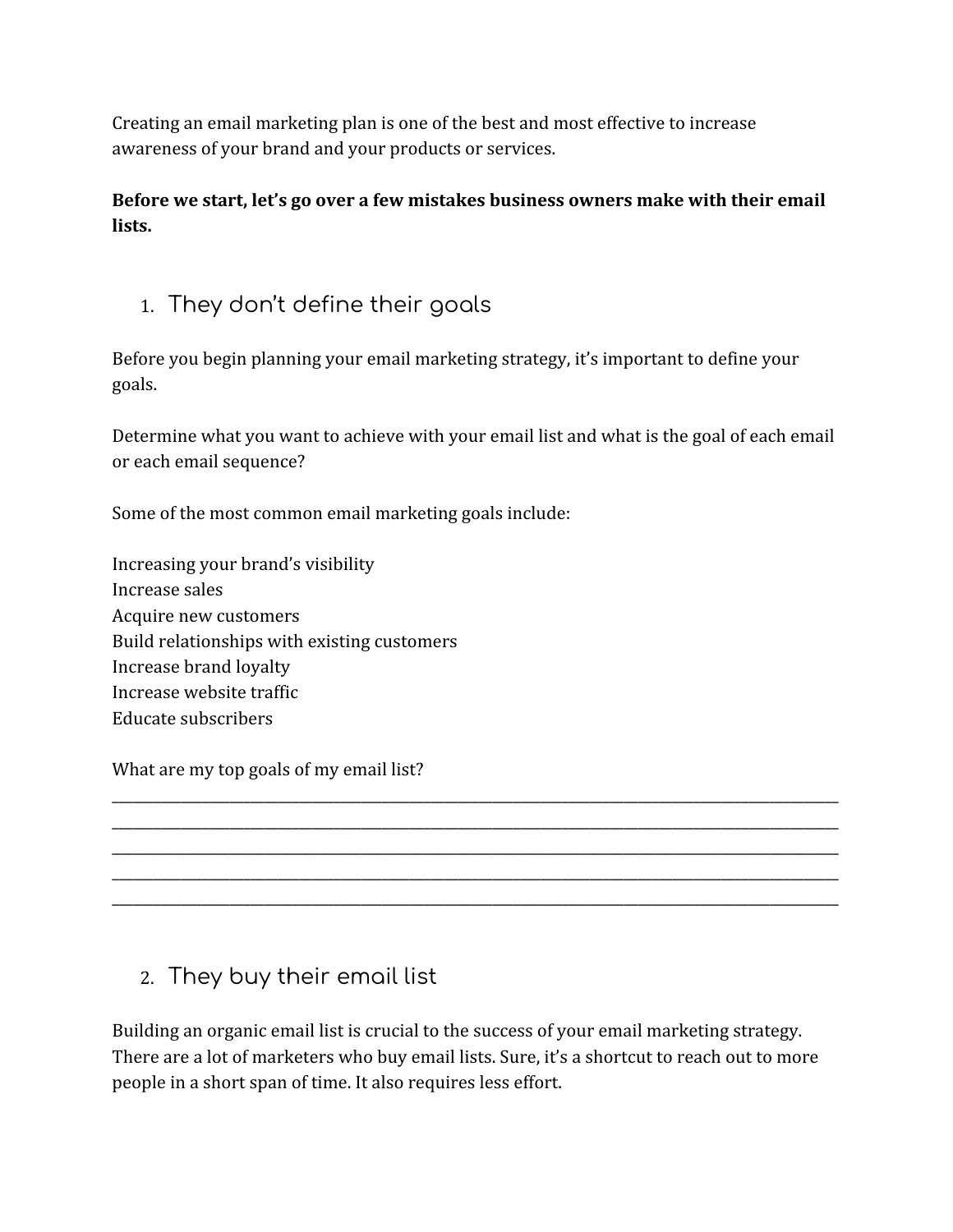Creating an email marketing plan is one of the best and most effective to increase awareness of your brand and your products or services.

**Before we start, let's go over a few mistakes business owners make with their email lists.**

## 1. They don't define their goals

Before you begin planning your email marketing strategy, it's important to define your goals.

Determine what you want to achieve with your email list and what is the goal of each email or each email sequence?

Some of the most common email marketing goals include:

Increasing your brand's visibility
Increase sales
Acquire new customers
Build relationships with existing customers
Increase brand loyalty
Increase website traffic
Educate subscribers

What are my top goals of my email list?
______________________________________________________________________________
______________________________________________________________________________
______________________________________________________________________________
______________________________________________________________________________
______________________________________________________________________________

## 2. They buy their email list

Building an organic email list is crucial to the success of your email marketing strategy. There are a lot of marketers who buy email lists. Sure, it's a shortcut to reach out to more people in a short span of time. It also requires less effort.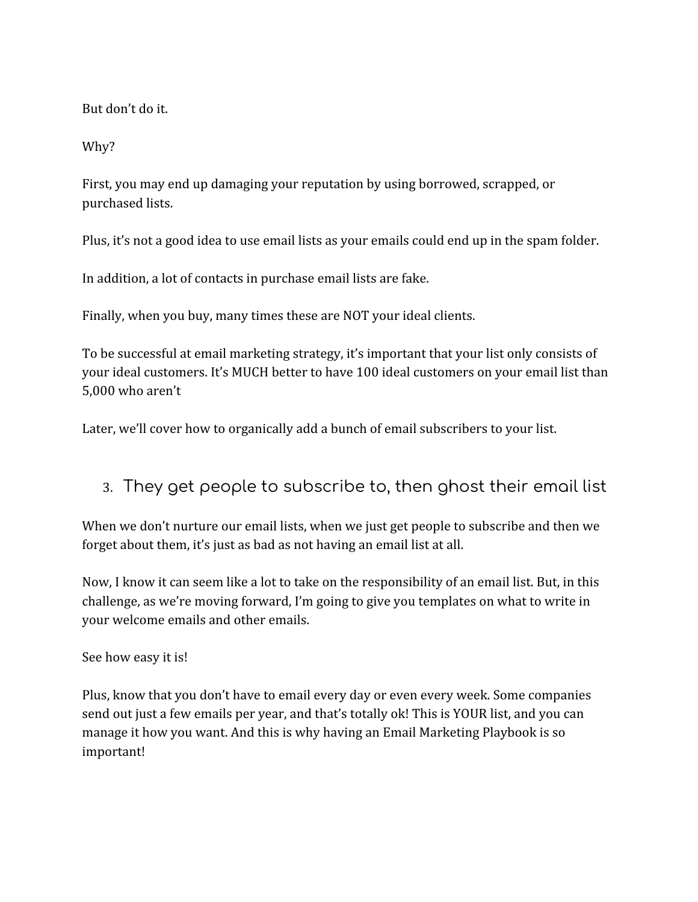But don't do it.

Why?

First, you may end up damaging your reputation by using borrowed, scrapped, or purchased lists.

Plus, it's not a good idea to use email lists as your emails could end up in the spam folder.

In addition, a lot of contacts in purchase email lists are fake.

Finally, when you buy, many times these are NOT your ideal clients.

To be successful at email marketing strategy, it's important that your list only consists of your ideal customers. It's MUCH better to have 100 ideal customers on your email list than 5,000 who aren't

Later, we'll cover how to organically add a bunch of email subscribers to your list.

### 3. They get people to subscribe to, then ghost their email list

When we don't nurture our email lists, when we just get people to subscribe and then we forget about them, it's just as bad as not having an email list at all.

Now, I know it can seem like a lot to take on the responsibility of an email list. But, in this challenge, as we're moving forward, I'm going to give you templates on what to write in your welcome emails and other emails.

See how easy it is!

Plus, know that you don't have to email every day or even every week. Some companies send out just a few emails per year, and that's totally ok! This is YOUR list, and you can manage it how you want. And this is why having an Email Marketing Playbook is so important!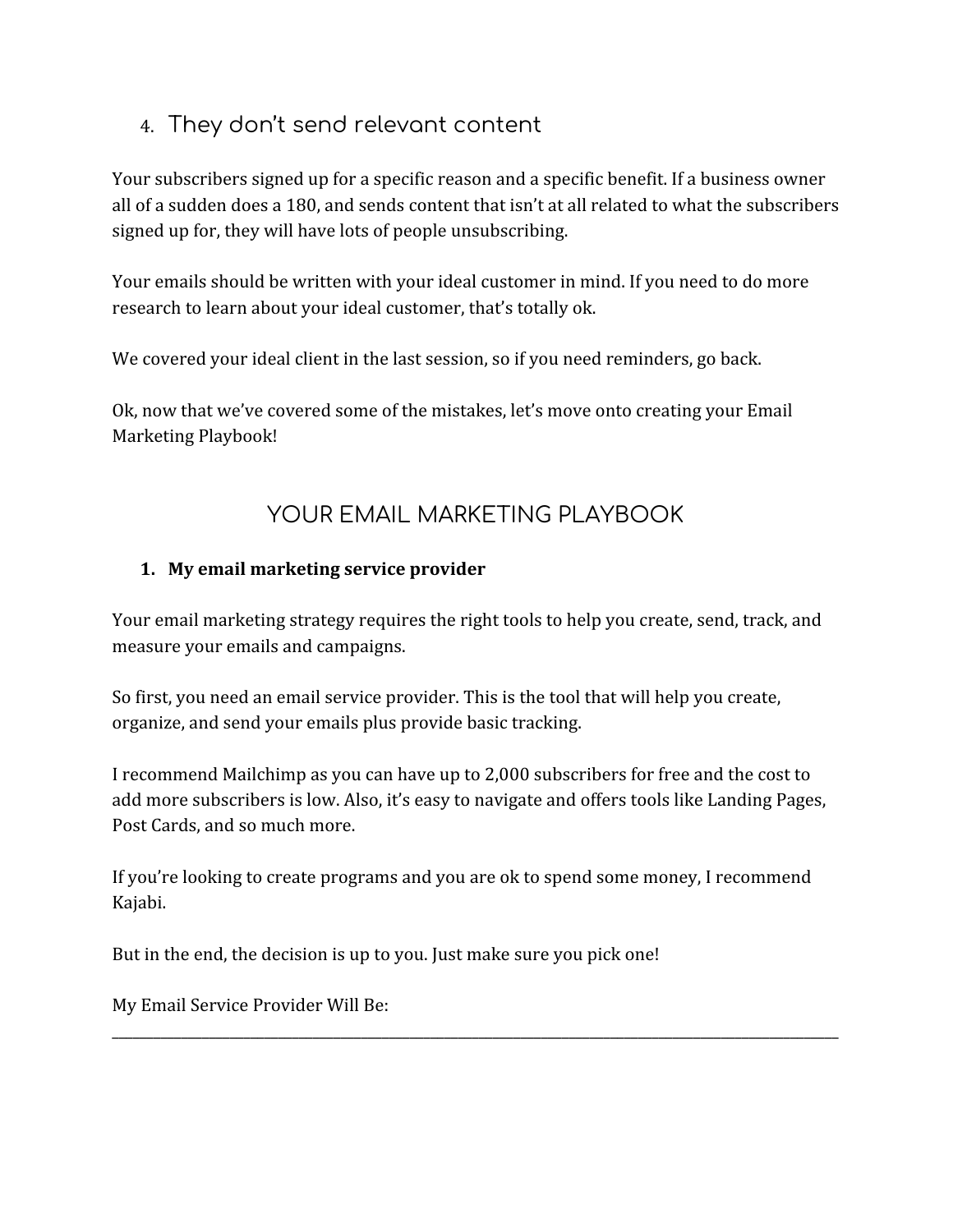### 4. They don't send relevant content

Your subscribers signed up for a specific reason and a specific benefit. If a business owner all of a sudden does a 180, and sends content that isn't at all related to what the subscribers signed up for, they will have lots of people unsubscribing.

Your emails should be written with your ideal customer in mind. If you need to do more research to learn about your ideal customer, that's totally ok.

We covered your ideal client in the last session, so if you need reminders, go back.

Ok, now that we've covered some of the mistakes, let's move onto creating your Email Marketing Playbook!

## YOUR EMAIL MARKETING PLAYBOOK

**1. My email marketing service provider**

Your email marketing strategy requires the right tools to help you create, send, track, and measure your emails and campaigns.

So first, you need an email service provider. This is the tool that will help you create, organize, and send your emails plus provide basic tracking.

I recommend Mailchimp as you can have up to 2,000 subscribers for free and the cost to add more subscribers is low. Also, it's easy to navigate and offers tools like Landing Pages, Post Cards, and so much more.

If you're looking to create programs and you are ok to spend some money, I recommend Kajabi.

But in the end, the decision is up to you. Just make sure you pick one!

My Email Service Provider Will Be:

______________________________________________________________________________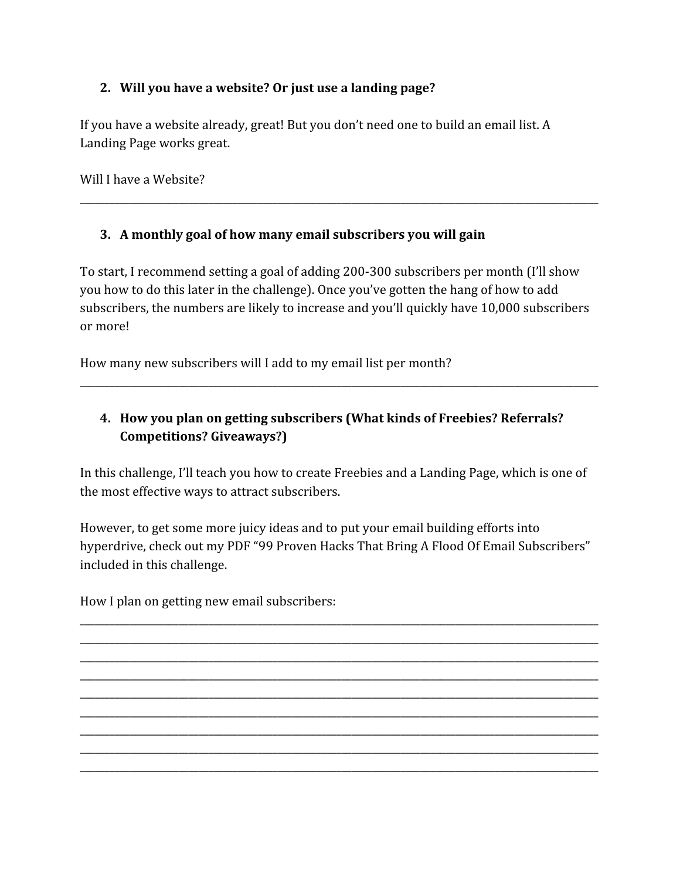2. **Will you have a website? Or just use a landing page?**

If you have a website already, great! But you don't need one to build an email list. A Landing Page works great.

Will I have a Website?

___

3. **A monthly goal of how many email subscribers you will gain**

To start, I recommend setting a goal of adding 200-300 subscribers per month (I'll show you how to do this later in the challenge). Once you've gotten the hang of how to add subscribers, the numbers are likely to increase and you'll quickly have 10,000 subscribers or more!

How many new subscribers will I add to my email list per month?

___

4. **How you plan on getting subscribers (What kinds of Freebies? Referrals? Competitions? Giveaways?)**

In this challenge, I'll teach you how to create Freebies and a Landing Page, which is one of the most effective ways to attract subscribers.

However, to get some more juicy ideas and to put your email building efforts into hyperdrive, check out my PDF "99 Proven Hacks That Bring A Flood Of Email Subscribers" included in this challenge.

How I plan on getting new email subscribers:

___

___

___

___

___

___

___

___

___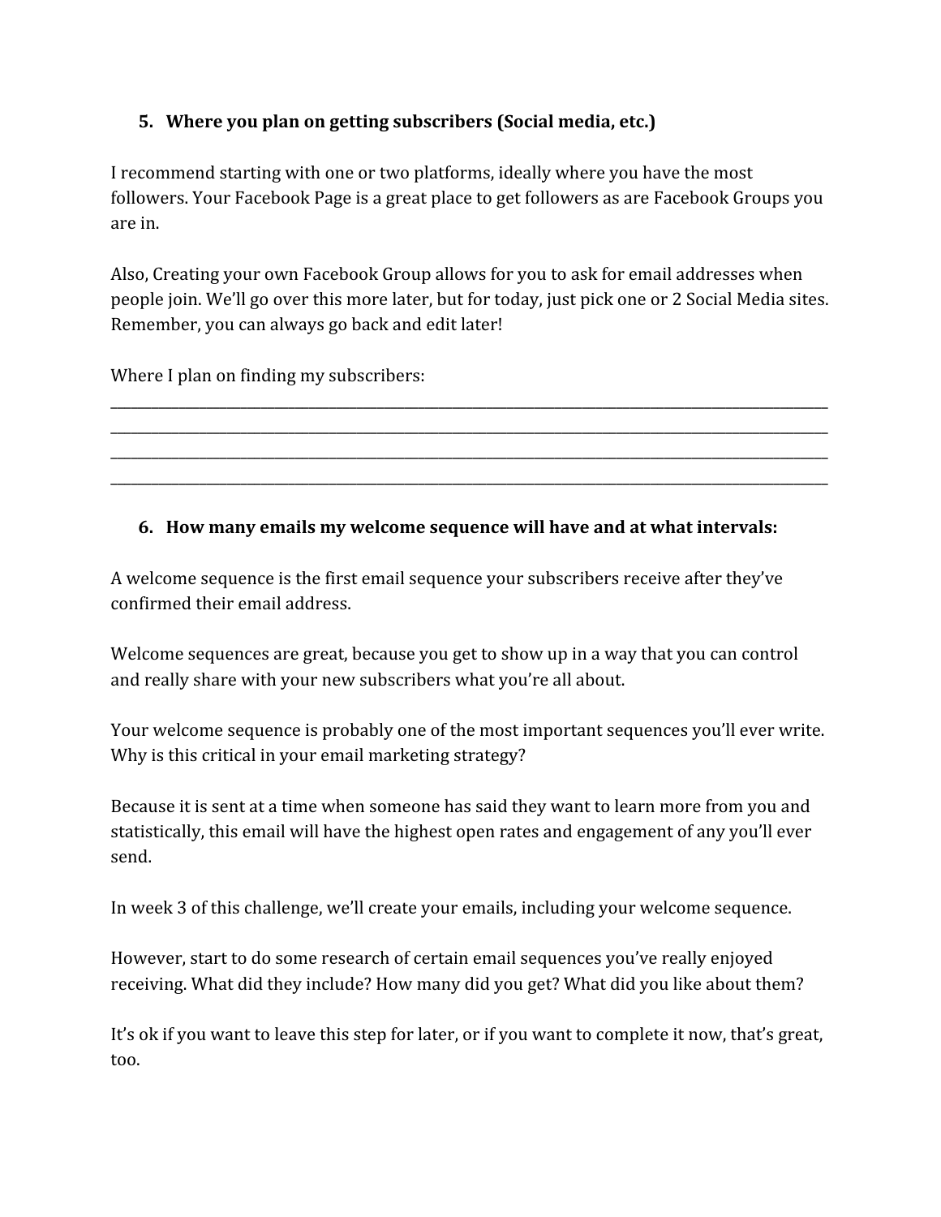5. **Where you plan on getting subscribers (Social media, etc.)**

I recommend starting with one or two platforms, ideally where you have the most followers. Your Facebook Page is a great place to get followers as are Facebook Groups you are in.

Also, Creating your own Facebook Group allows for you to ask for email addresses when people join. We'll go over this more later, but for today, just pick one or 2 Social Media sites. Remember, you can always go back and edit later!

Where I plan on finding my subscribers:

\_\_\_\_\_\_\_\_\_\_\_\_\_\_\_\_\_\_\_\_\_\_\_\_\_\_\_\_\_\_\_\_\_\_\_\_\_\_\_\_\_\_\_\_\_\_\_\_\_\_\_\_\_\_\_\_\_\_\_\_\_\_\_\_\_\_\_\_\_\_\_\_\_\_\_\_\_\_
\_\_\_\_\_\_\_\_\_\_\_\_\_\_\_\_\_\_\_\_\_\_\_\_\_\_\_\_\_\_\_\_\_\_\_\_\_\_\_\_\_\_\_\_\_\_\_\_\_\_\_\_\_\_\_\_\_\_\_\_\_\_\_\_\_\_\_\_\_\_\_\_\_\_\_\_\_\_
\_\_\_\_\_\_\_\_\_\_\_\_\_\_\_\_\_\_\_\_\_\_\_\_\_\_\_\_\_\_\_\_\_\_\_\_\_\_\_\_\_\_\_\_\_\_\_\_\_\_\_\_\_\_\_\_\_\_\_\_\_\_\_\_\_\_\_\_\_\_\_\_\_\_\_\_\_\_
\_\_\_\_\_\_\_\_\_\_\_\_\_\_\_\_\_\_\_\_\_\_\_\_\_\_\_\_\_\_\_\_\_\_\_\_\_\_\_\_\_\_\_\_\_\_\_\_\_\_\_\_\_\_\_\_\_\_\_\_\_\_\_\_\_\_\_\_\_\_\_\_\_\_\_\_\_\_

6. **How many emails my welcome sequence will have and at what intervals:**

A welcome sequence is the first email sequence your subscribers receive after they've confirmed their email address.

Welcome sequences are great, because you get to show up in a way that you can control and really share with your new subscribers what you're all about.

Your welcome sequence is probably one of the most important sequences you'll ever write. Why is this critical in your email marketing strategy?

Because it is sent at a time when someone has said they want to learn more from you and statistically, this email will have the highest open rates and engagement of any you'll ever send.

In week 3 of this challenge, we'll create your emails, including your welcome sequence.

However, start to do some research of certain email sequences you've really enjoyed receiving. What did they include? How many did you get? What did you like about them?

It's ok if you want to leave this step for later, or if you want to complete it now, that's great, too.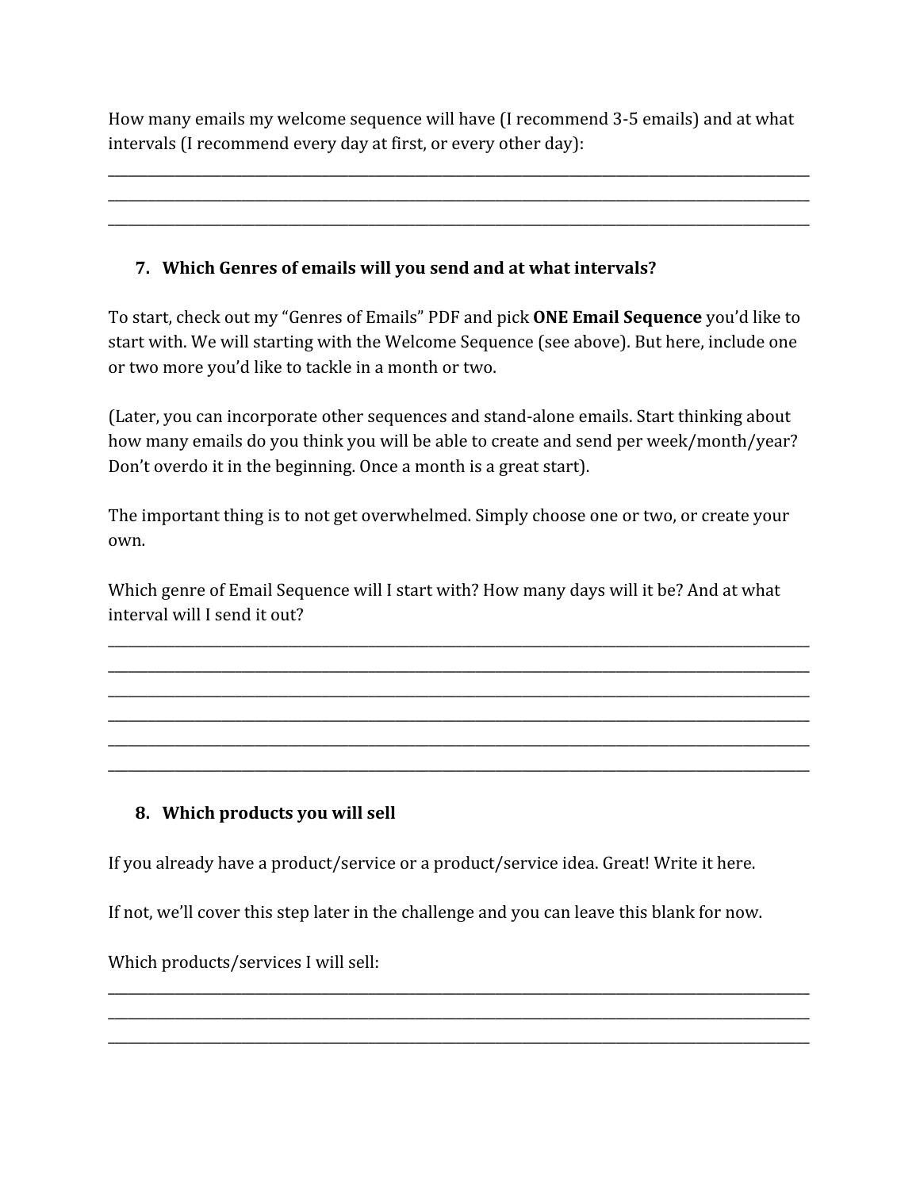How many emails my welcome sequence will have (I recommend 3-5 emails) and at what intervals (I recommend every day at first, or every other day):

\_\_\_\_\_\_\_\_\_\_\_\_\_\_\_\_\_\_\_\_\_\_\_\_\_\_\_\_\_\_\_\_\_\_\_\_\_\_\_\_\_\_\_\_\_\_\_\_\_\_\_\_\_\_\_\_\_\_\_\_\_\_\_\_\_\_\_\_\_\_\_\_\_\_\_\_\_\_
\_\_\_\_\_\_\_\_\_\_\_\_\_\_\_\_\_\_\_\_\_\_\_\_\_\_\_\_\_\_\_\_\_\_\_\_\_\_\_\_\_\_\_\_\_\_\_\_\_\_\_\_\_\_\_\_\_\_\_\_\_\_\_\_\_\_\_\_\_\_\_\_\_\_\_\_\_\_
\_\_\_\_\_\_\_\_\_\_\_\_\_\_\_\_\_\_\_\_\_\_\_\_\_\_\_\_\_\_\_\_\_\_\_\_\_\_\_\_\_\_\_\_\_\_\_\_\_\_\_\_\_\_\_\_\_\_\_\_\_\_\_\_\_\_\_\_\_\_\_\_\_\_\_\_\_\_

### 7. Which Genres of emails will you send and at what intervals?

To start, check out my "Genres of Emails" PDF and pick **ONE Email Sequence** you'd like to start with. We will starting with the Welcome Sequence (see above). But here, include one or two more you'd like to tackle in a month or two.

(Later, you can incorporate other sequences and stand-alone emails. Start thinking about how many emails do you think you will be able to create and send per week/month/year? Don't overdo it in the beginning. Once a month is a great start).

The important thing is to not get overwhelmed. Simply choose one or two, or create your own.

Which genre of Email Sequence will I start with? How many days will it be? And at what interval will I send it out?

\_\_\_\_\_\_\_\_\_\_\_\_\_\_\_\_\_\_\_\_\_\_\_\_\_\_\_\_\_\_\_\_\_\_\_\_\_\_\_\_\_\_\_\_\_\_\_\_\_\_\_\_\_\_\_\_\_\_\_\_\_\_\_\_\_\_\_\_\_\_\_\_\_\_\_\_\_\_
\_\_\_\_\_\_\_\_\_\_\_\_\_\_\_\_\_\_\_\_\_\_\_\_\_\_\_\_\_\_\_\_\_\_\_\_\_\_\_\_\_\_\_\_\_\_\_\_\_\_\_\_\_\_\_\_\_\_\_\_\_\_\_\_\_\_\_\_\_\_\_\_\_\_\_\_\_\_
\_\_\_\_\_\_\_\_\_\_\_\_\_\_\_\_\_\_\_\_\_\_\_\_\_\_\_\_\_\_\_\_\_\_\_\_\_\_\_\_\_\_\_\_\_\_\_\_\_\_\_\_\_\_\_\_\_\_\_\_\_\_\_\_\_\_\_\_\_\_\_\_\_\_\_\_\_\_
\_\_\_\_\_\_\_\_\_\_\_\_\_\_\_\_\_\_\_\_\_\_\_\_\_\_\_\_\_\_\_\_\_\_\_\_\_\_\_\_\_\_\_\_\_\_\_\_\_\_\_\_\_\_\_\_\_\_\_\_\_\_\_\_\_\_\_\_\_\_\_\_\_\_\_\_\_\_
\_\_\_\_\_\_\_\_\_\_\_\_\_\_\_\_\_\_\_\_\_\_\_\_\_\_\_\_\_\_\_\_\_\_\_\_\_\_\_\_\_\_\_\_\_\_\_\_\_\_\_\_\_\_\_\_\_\_\_\_\_\_\_\_\_\_\_\_\_\_\_\_\_\_\_\_\_\_
\_\_\_\_\_\_\_\_\_\_\_\_\_\_\_\_\_\_\_\_\_\_\_\_\_\_\_\_\_\_\_\_\_\_\_\_\_\_\_\_\_\_\_\_\_\_\_\_\_\_\_\_\_\_\_\_\_\_\_\_\_\_\_\_\_\_\_\_\_\_\_\_\_\_\_\_\_\_

### 8. Which products you will sell

If you already have a product/service or a product/service idea. Great! Write it here.

If not, we'll cover this step later in the challenge and you can leave this blank for now.

Which products/services I will sell:

\_\_\_\_\_\_\_\_\_\_\_\_\_\_\_\_\_\_\_\_\_\_\_\_\_\_\_\_\_\_\_\_\_\_\_\_\_\_\_\_\_\_\_\_\_\_\_\_\_\_\_\_\_\_\_\_\_\_\_\_\_\_\_\_\_\_\_\_\_\_\_\_\_\_\_\_\_\_
\_\_\_\_\_\_\_\_\_\_\_\_\_\_\_\_\_\_\_\_\_\_\_\_\_\_\_\_\_\_\_\_\_\_\_\_\_\_\_\_\_\_\_\_\_\_\_\_\_\_\_\_\_\_\_\_\_\_\_\_\_\_\_\_\_\_\_\_\_\_\_\_\_\_\_\_\_\_
\_\_\_\_\_\_\_\_\_\_\_\_\_\_\_\_\_\_\_\_\_\_\_\_\_\_\_\_\_\_\_\_\_\_\_\_\_\_\_\_\_\_\_\_\_\_\_\_\_\_\_\_\_\_\_\_\_\_\_\_\_\_\_\_\_\_\_\_\_\_\_\_\_\_\_\_\_\_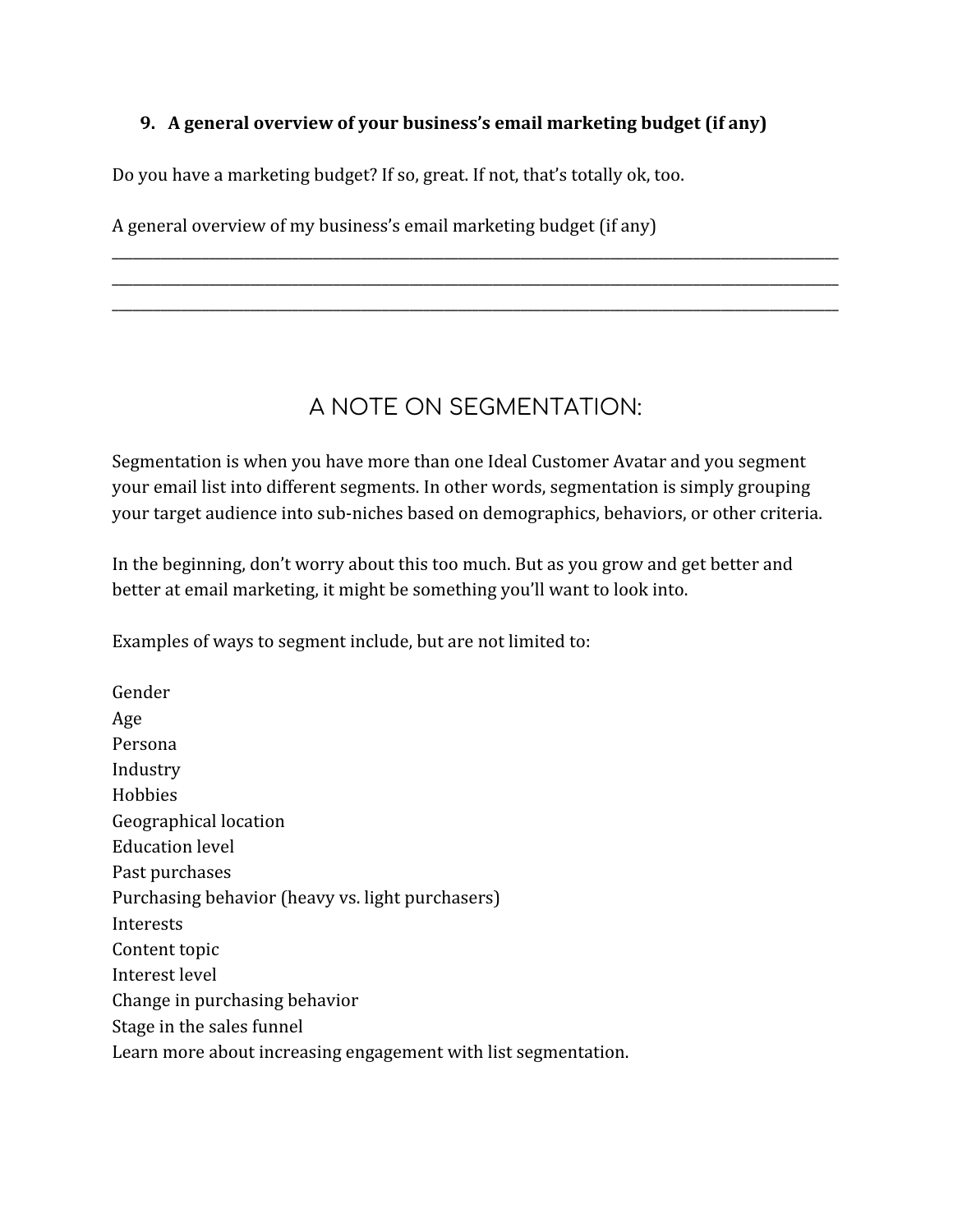### 9. A general overview of your business's email marketing budget (if any)

Do you have a marketing budget? If so, great. If not, that's totally ok, too.

A general overview of my business's email marketing budget (if any)

\_\_\_\_\_\_\_\_\_\_\_\_\_\_\_\_\_\_\_\_\_\_\_\_\_\_\_\_\_\_\_\_\_\_\_\_\_\_\_\_\_\_\_\_\_\_\_\_\_\_\_\_\_\_\_\_\_\_\_\_\_\_\_\_\_\_\_\_\_\_\_\_\_\_\_\_\_\_
\_\_\_\_\_\_\_\_\_\_\_\_\_\_\_\_\_\_\_\_\_\_\_\_\_\_\_\_\_\_\_\_\_\_\_\_\_\_\_\_\_\_\_\_\_\_\_\_\_\_\_\_\_\_\_\_\_\_\_\_\_\_\_\_\_\_\_\_\_\_\_\_\_\_\_\_\_\_
\_\_\_\_\_\_\_\_\_\_\_\_\_\_\_\_\_\_\_\_\_\_\_\_\_\_\_\_\_\_\_\_\_\_\_\_\_\_\_\_\_\_\_\_\_\_\_\_\_\_\_\_\_\_\_\_\_\_\_\_\_\_\_\_\_\_\_\_\_\_\_\_\_\_\_\_\_\_

## A NOTE ON SEGMENTATION:

Segmentation is when you have more than one Ideal Customer Avatar and you segment your email list into different segments. In other words, segmentation is simply grouping your target audience into sub-niches based on demographics, behaviors, or other criteria.

In the beginning, don't worry about this too much. But as you grow and get better and better at email marketing, it might be something you'll want to look into.

Examples of ways to segment include, but are not limited to:

Gender
Age
Persona
Industry
Hobbies
Geographical location
Education level
Past purchases
Purchasing behavior (heavy vs. light purchasers)
Interests
Content topic
Interest level
Change in purchasing behavior
Stage in the sales funnel
Learn more about increasing engagement with list segmentation.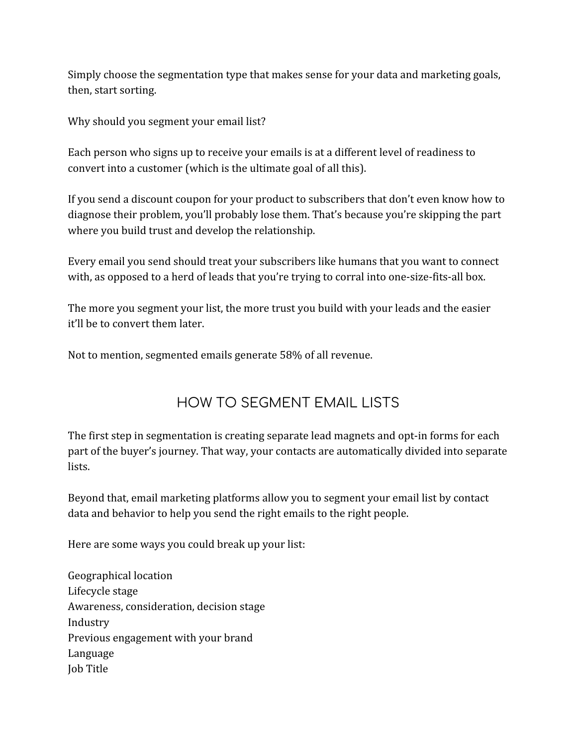Simply choose the segmentation type that makes sense for your data and marketing goals, then, start sorting.

Why should you segment your email list?

Each person who signs up to receive your emails is at a different level of readiness to convert into a customer (which is the ultimate goal of all this).

If you send a discount coupon for your product to subscribers that don't even know how to diagnose their problem, you'll probably lose them. That's because you're skipping the part where you build trust and develop the relationship.

Every email you send should treat your subscribers like humans that you want to connect with, as opposed to a herd of leads that you're trying to corral into one-size-fits-all box.

The more you segment your list, the more trust you build with your leads and the easier it'll be to convert them later.

Not to mention, segmented emails generate 58% of all revenue.

## HOW TO SEGMENT EMAIL LISTS

The first step in segmentation is creating separate lead magnets and opt-in forms for each part of the buyer's journey. That way, your contacts are automatically divided into separate lists.

Beyond that, email marketing platforms allow you to segment your email list by contact data and behavior to help you send the right emails to the right people.

Here are some ways you could break up your list:

Geographical location  
Lifecycle stage  
Awareness, consideration, decision stage  
Industry  
Previous engagement with your brand  
Language  
Job Title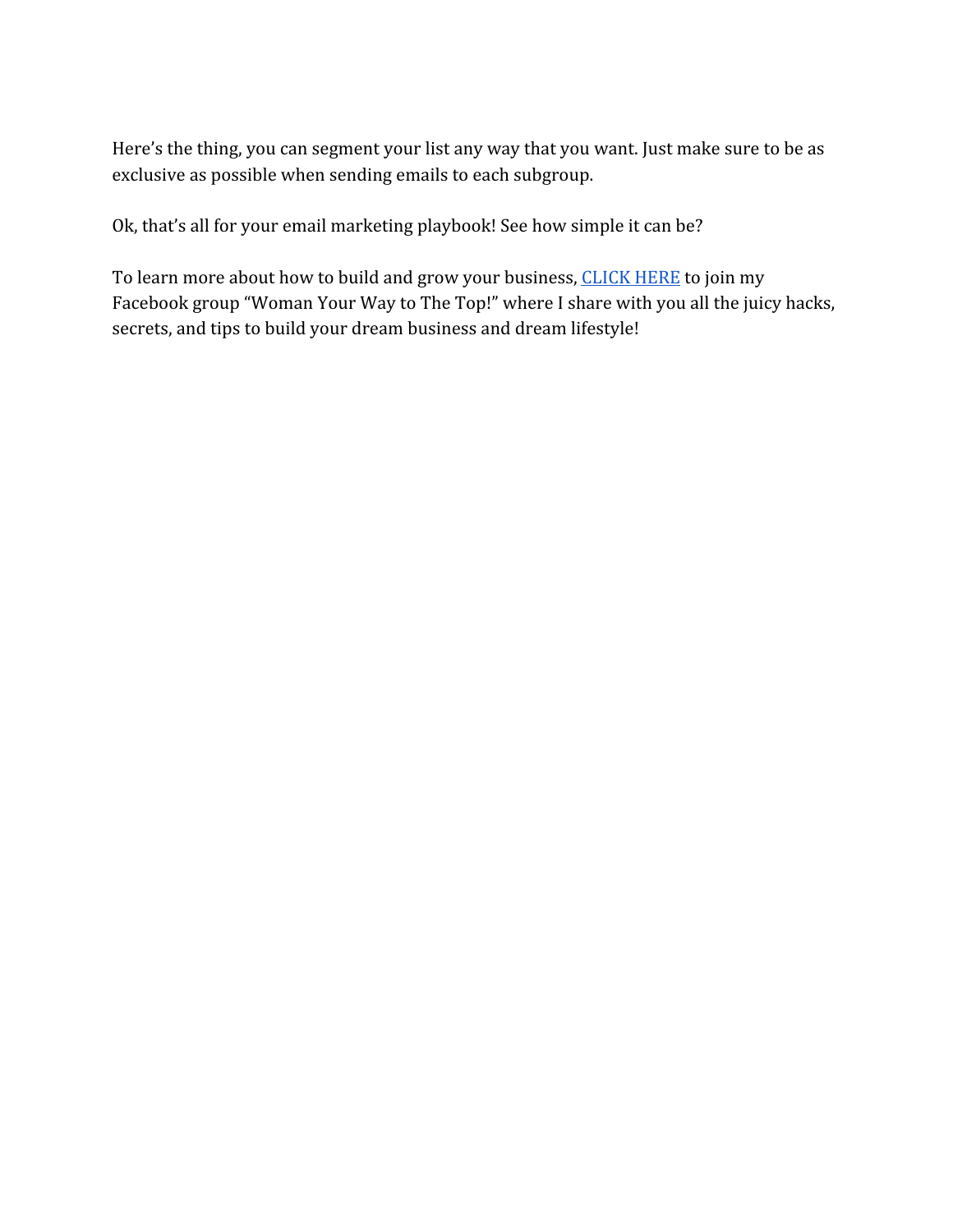Here’s the thing, you can segment your list any way that you want. Just make sure to be as exclusive as possible when sending emails to each subgroup.

Ok, that’s all for your email marketing playbook! See how simple it can be?

To learn more about how to build and grow your business, CLICK HERE to join my Facebook group “Woman Your Way to The Top!” where I share with you all the juicy hacks, secrets, and tips to build your dream business and dream lifestyle!